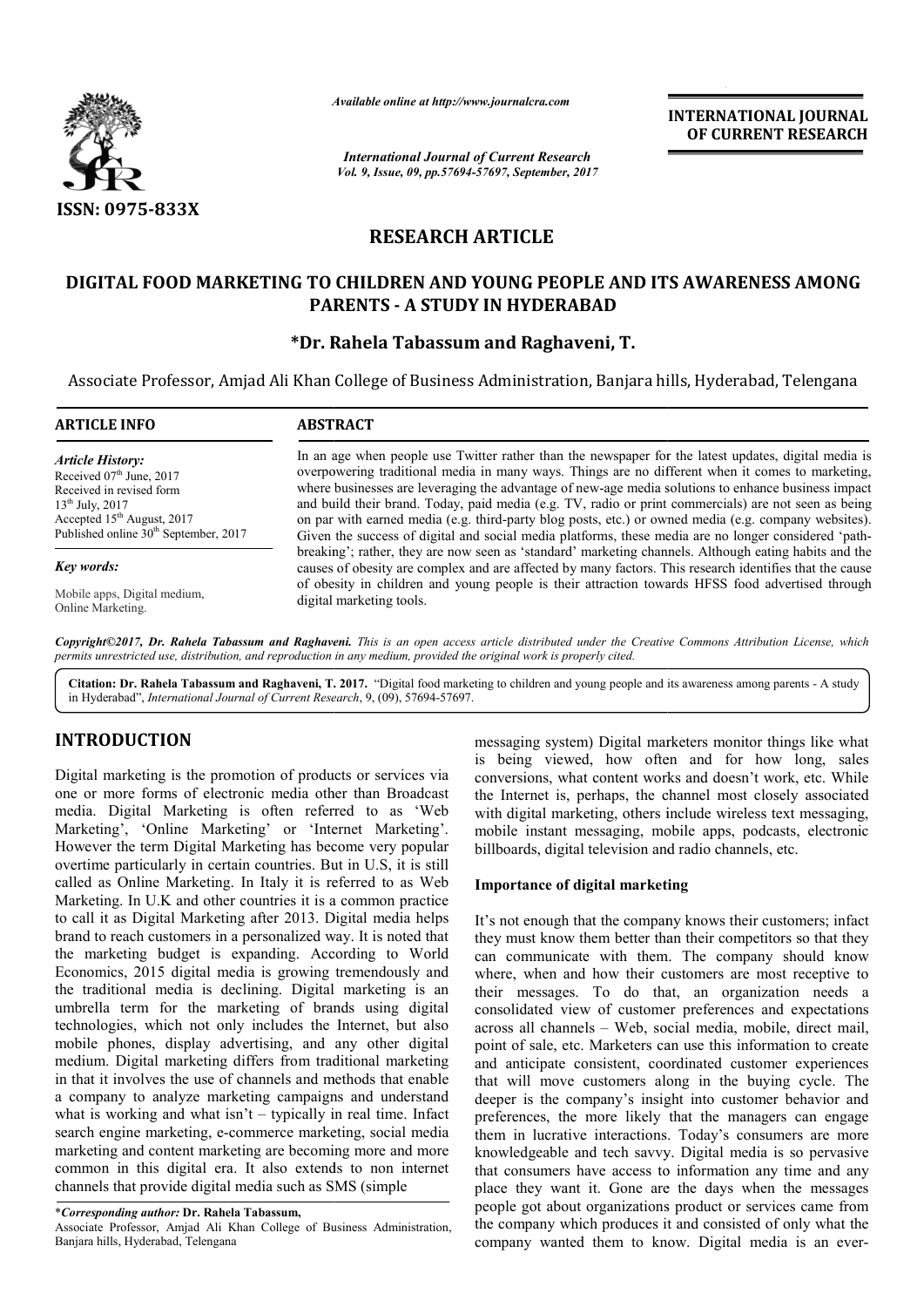# RESEARCH ARTICLE

## DIGITAL FOOD MARKETING TO CHILDREN AND YOUNG PEOPLE AND ITS AWARENESS AMONG PARENTS - A STUDY IN HYDERABAD

**\*Dr. Rahela Tabassum and Raghaveni, T.**

Associate Professor, Amjad Ali Khan College of Business Administration, Banjara hills, Hyderabad, Telengana

**ARTICLE INFO**

*Article History:*
Received 07th June, 2017
Received in revised form
13th July, 2017
Accepted 15th August, 2017
Published online 30th September, 2017

*Key words:*

Mobile apps, Digital medium, Online Marketing.

**ABSTRACT**

In an age when people use Twitter rather than the newspaper for the latest updates, digital media is overpowering traditional media in many ways. Things are no different when it comes to marketing, where businesses are leveraging the advantage of new-age media solutions to enhance business impact and build their brand. Today, paid media (e.g. TV, radio or print commercials) are not seen as being on par with earned media (e.g. third-party blog posts, etc.) or owned media (e.g. company websites). Given the success of digital and social media platforms, these media are no longer considered 'path-breaking'; rather, they are now seen as 'standard' marketing channels. Although eating habits and the causes of obesity are complex and are affected by many factors. This research identifies that the cause of obesity in children and young people is their attraction towards HFSS food advertised through digital marketing tools.

*Copyright©2017, Dr. Rahela Tabassum and Raghaveni. This is an open access article distributed under the Creative Commons Attribution License, which permits unrestricted use, distribution, and reproduction in any medium, provided the original work is properly cited.*

**Citation: Dr. Rahela Tabassum and Raghaveni, T. 2017.** "Digital food marketing to children and young people and its awareness among parents - A study in Hyderabad", *International Journal of Current Research*, 9, (09), 57694-57697.

## INTRODUCTION

Digital marketing is the promotion of products or services via one or more forms of electronic media other than Broadcast media. Digital Marketing is often referred to as 'Web Marketing', 'Online Marketing' or 'Internet Marketing'. However the term Digital Marketing has become very popular overtime particularly in certain countries. But in U.S, it is still called as Online Marketing. In Italy it is referred to as Web Marketing. In U.K and other countries it is a common practice to call it as Digital Marketing after 2013. Digital media helps brand to reach customers in a personalized way. It is noted that the marketing budget is expanding. According to World Economics, 2015 digital media is growing tremendously and the traditional media is declining. Digital marketing is an umbrella term for the marketing of brands using digital technologies, which not only includes the Internet, but also mobile phones, display advertising, and any other digital medium. Digital marketing differs from traditional marketing in that it involves the use of channels and methods that enable a company to analyze marketing campaigns and understand what is working and what isn't – typically in real time. Infact search engine marketing, e-commerce marketing, social media marketing and content marketing are becoming more and more common in this digital era. It also extends to non internet channels that provide digital media such as SMS (simple messaging system) Digital marketers monitor things like what is being viewed, how often and for how long, sales conversions, what content works and doesn't work, etc. While the Internet is, perhaps, the channel most closely associated with digital marketing, others include wireless text messaging, mobile instant messaging, mobile apps, podcasts, electronic billboards, digital television and radio channels, etc.

### Importance of digital marketing

It's not enough that the company knows their customers; infact they must know them better than their competitors so that they can communicate with them. The company should know where, when and how their customers are most receptive to their messages. To do that, an organization needs a consolidated view of customer preferences and expectations across all channels – Web, social media, mobile, direct mail, point of sale, etc. Marketers can use this information to create and anticipate consistent, coordinated customer experiences that will move customers along in the buying cycle. The deeper is the company's insight into customer behavior and preferences, the more likely that the managers can engage them in lucrative interactions. Today's consumers are more knowledgeable and tech savvy. Digital media is so pervasive that consumers have access to information any time and any place they want it. Gone are the days when the messages people got about organizations product or services came from the company which produces it and consisted of only what the company wanted them to know. Digital media is an ever-

\**Corresponding author:* **Dr. Rahela Tabassum,**
Associate Professor, Amjad Ali Khan College of Business Administration, Banjara hills, Hyderabad, Telengana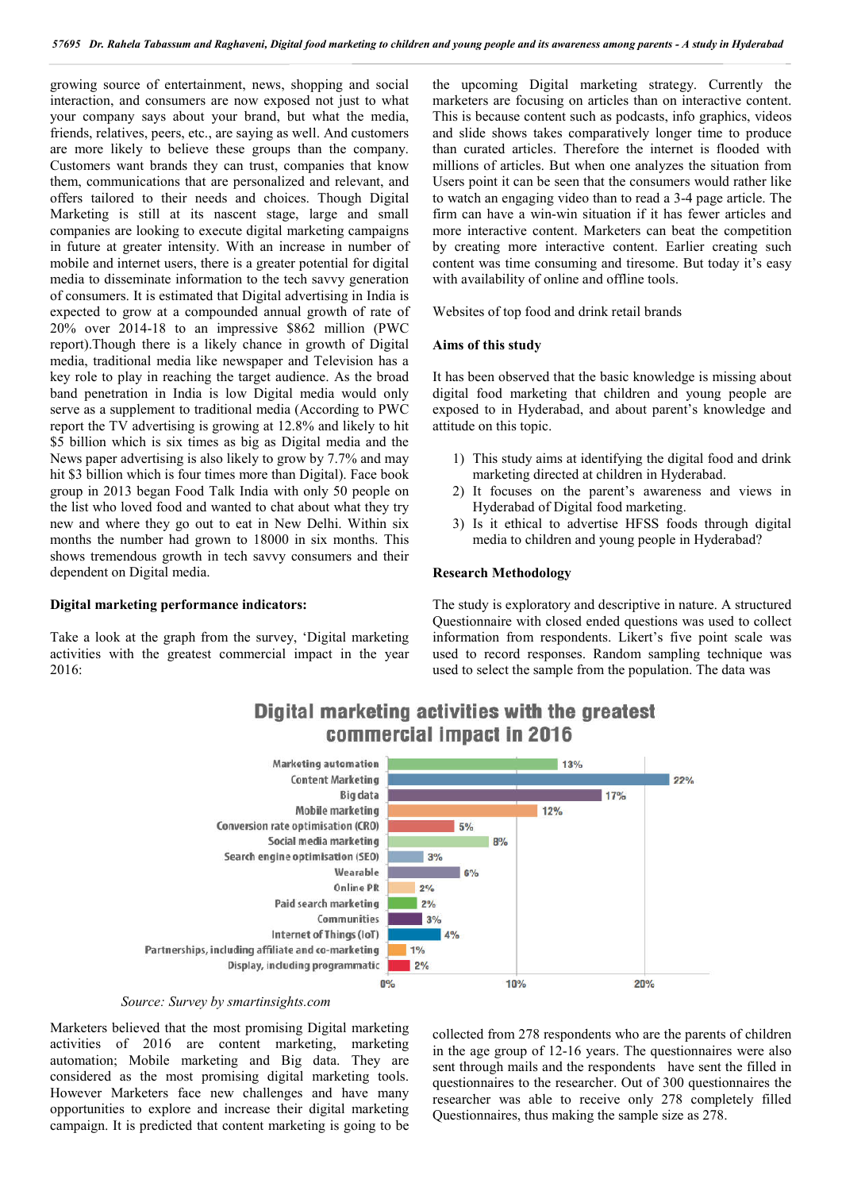growing source of entertainment, news, shopping and social interaction, and consumers are now exposed not just to what your company says about your brand, but what the media, friends, relatives, peers, etc., are saying as well. And customers are more likely to believe these groups than the company. Customers want brands they can trust, companies that know them, communications that are personalized and relevant, and offers tailored to their needs and choices. Though Digital Marketing is still at its nascent stage, large and small companies are looking to execute digital marketing campaigns in future at greater intensity. With an increase in number of mobile and internet users, there is a greater potential for digital media to disseminate information to the tech savvy generation of consumers. It is estimated that Digital advertising in India is expected to grow at a compounded annual growth of rate of 20% over 2014-18 to an impressive $862 million (PWC report).Though there is a likely chance in growth of Digital media, traditional media like newspaper and Television has a key role to play in reaching the target audience. As the broad band penetration in India is low Digital media would only serve as a supplement to traditional media (According to PWC report the TV advertising is growing at 12.8% and likely to hit $5 billion which is six times as big as Digital media and the News paper advertising is also likely to grow by 7.7% and may hit $3 billion which is four times more than Digital). Face book group in 2013 began Food Talk India with only 50 people on the list who loved food and wanted to chat about what they try new and where they go out to eat in New Delhi. Within six months the number had grown to 18000 in six months. This shows tremendous growth in tech savvy consumers and their dependent on Digital media.

**Digital marketing performance indicators:**

Take a look at the graph from the survey, 'Digital marketing activities with the greatest commercial impact in the year 2016:

**Digital marketing activities with the greatest commercial impact in 2016**

| Activity | % |
|---|---|
| Marketing automation | 13% |
| Content Marketing | 22% |
| Big data | 17% |
| Mobile marketing | 12% |
| Conversion rate optimisation (CRO) | 5% |
| Social media marketing | 8% |
| Search engine optimisation (SEO) | 3% |
| Wearable | 6% |
| Online PR | 2% |
| Paid search marketing | 2% |
| Communities | 3% |
| Internet of Things (IoT) | 4% |
| Partnerships, including affiliate and co-marketing | 1% |
| Display, including programmatic | 2% |

*Source: Survey by smartinsights.com*

Marketers believed that the most promising Digital marketing activities of 2016 are content marketing, marketing automation; Mobile marketing and Big data. They are considered as the most promising digital marketing tools. However Marketers face new challenges and have many opportunities to explore and increase their digital marketing campaign. It is predicted that content marketing is going to be the upcoming Digital marketing strategy. Currently the marketers are focusing on articles than on interactive content. This is because content such as podcasts, info graphics, videos and slide shows takes comparatively longer time to produce than curated articles. Therefore the internet is flooded with millions of articles. But when one analyzes the situation from Users point it can be seen that the consumers would rather like to watch an engaging video than to read a 3-4 page article. The firm can have a win-win situation if it has fewer articles and more interactive content. Marketers can beat the competition by creating more interactive content. Earlier creating such content was time consuming and tiresome. But today it's easy with availability of online and offline tools.

Websites of top food and drink retail brands

**Aims of this study**

It has been observed that the basic knowledge is missing about digital food marketing that children and young people are exposed to in Hyderabad, and about parent's knowledge and attitude on this topic.

1) This study aims at identifying the digital food and drink marketing directed at children in Hyderabad.
2) It focuses on the parent's awareness and views in Hyderabad of Digital food marketing.
3) Is it ethical to advertise HFSS foods through digital media to children and young people in Hyderabad?

**Research Methodology**

The study is exploratory and descriptive in nature. A structured Questionnaire with closed ended questions was used to collect information from respondents. Likert's five point scale was used to record responses. Random sampling technique was used to select the sample from the population. The data was collected from 278 respondents who are the parents of children in the age group of 12-16 years. The questionnaires were also sent through mails and the respondents have sent the filled in questionnaires to the researcher. Out of 300 questionnaires the researcher was able to receive only 278 completely filled Questionnaires, thus making the sample size as 278.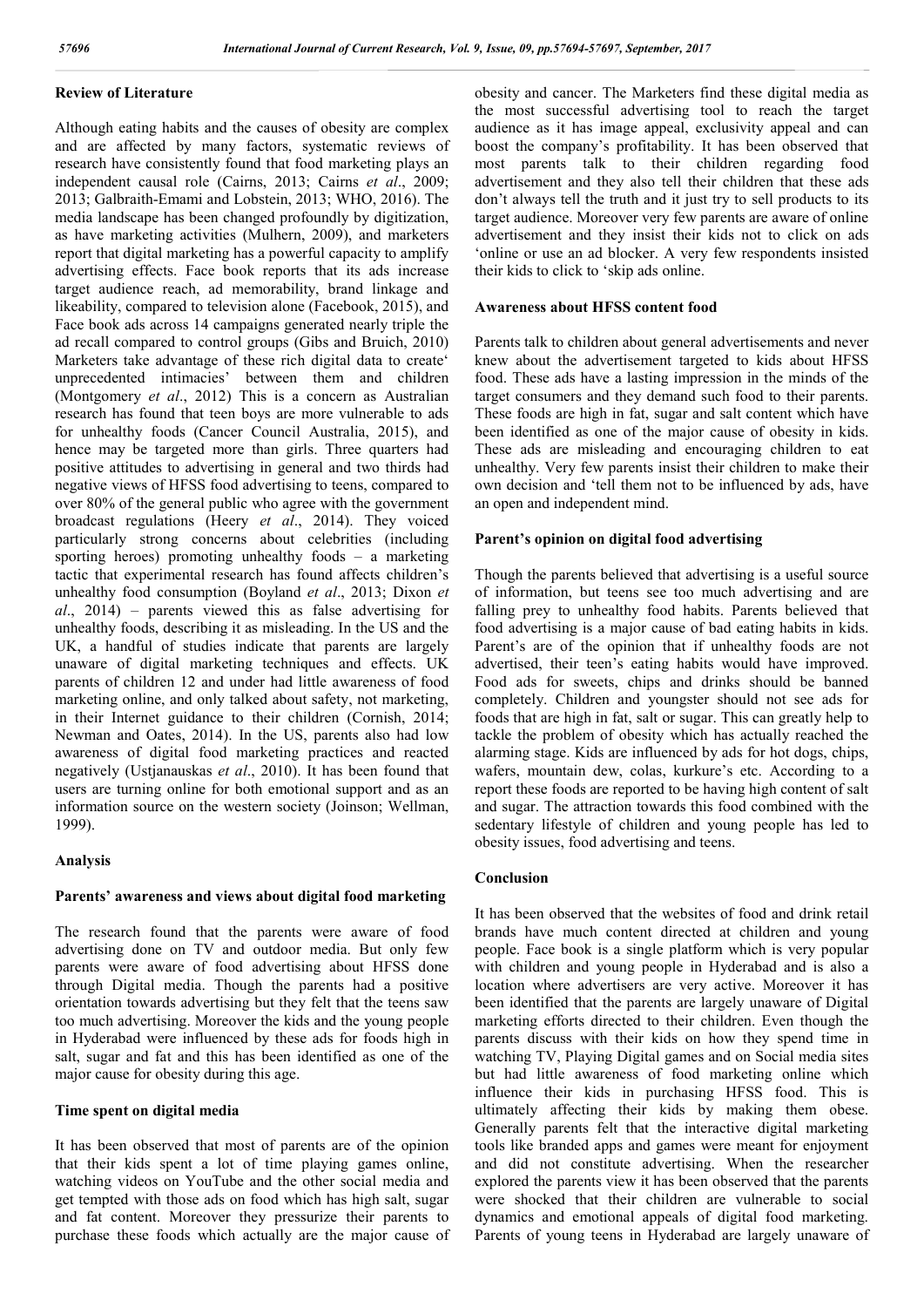### Review of Literature

Although eating habits and the causes of obesity are complex and are affected by many factors, systematic reviews of research have consistently found that food marketing plays an independent causal role (Cairns, 2013; Cairns *et al*., 2009; 2013; Galbraith-Emami and Lobstein, 2013; WHO, 2016). The media landscape has been changed profoundly by digitization, as have marketing activities (Mulhern, 2009), and marketers report that digital marketing has a powerful capacity to amplify advertising effects. Face book reports that its ads increase target audience reach, ad memorability, brand linkage and likeability, compared to television alone (Facebook, 2015), and Face book ads across 14 campaigns generated nearly triple the ad recall compared to control groups (Gibs and Bruich, 2010) Marketers take advantage of these rich digital data to create' unprecedented intimacies' between them and children (Montgomery *et al*., 2012) This is a concern as Australian research has found that teen boys are more vulnerable to ads for unhealthy foods (Cancer Council Australia, 2015), and hence may be targeted more than girls. Three quarters had positive attitudes to advertising in general and two thirds had negative views of HFSS food advertising to teens, compared to over 80% of the general public who agree with the government broadcast regulations (Heery *et al*., 2014). They voiced particularly strong concerns about celebrities (including sporting heroes) promoting unhealthy foods – a marketing tactic that experimental research has found affects children's unhealthy food consumption (Boyland *et al*., 2013; Dixon *et al*., 2014) – parents viewed this as false advertising for unhealthy foods, describing it as misleading. In the US and the UK, a handful of studies indicate that parents are largely unaware of digital marketing techniques and effects. UK parents of children 12 and under had little awareness of food marketing online, and only talked about safety, not marketing, in their Internet guidance to their children (Cornish, 2014; Newman and Oates, 2014). In the US, parents also had low awareness of digital food marketing practices and reacted negatively (Ustjanauskas *et al*., 2010). It has been found that users are turning online for both emotional support and as an information source on the western society (Joinson; Wellman, 1999).

### Analysis

#### Parents' awareness and views about digital food marketing

The research found that the parents were aware of food advertising done on TV and outdoor media. But only few parents were aware of food advertising about HFSS done through Digital media. Though the parents had a positive orientation towards advertising but they felt that the teens saw too much advertising. Moreover the kids and the young people in Hyderabad were influenced by these ads for foods high in salt, sugar and fat and this has been identified as one of the major cause for obesity during this age.

#### Time spent on digital media

It has been observed that most of parents are of the opinion that their kids spent a lot of time playing games online, watching videos on YouTube and the other social media and get tempted with those ads on food which has high salt, sugar and fat content. Moreover they pressurize their parents to purchase these foods which actually are the major cause of obesity and cancer. The Marketers find these digital media as the most successful advertising tool to reach the target audience as it has image appeal, exclusivity appeal and can boost the company's profitability. It has been observed that most parents talk to their children regarding food advertisement and they also tell their children that these ads don't always tell the truth and it just try to sell products to its target audience. Moreover very few parents are aware of online advertisement and they insist their kids not to click on ads 'online or use an ad blocker. A very few respondents insisted their kids to click to 'skip ads online.

#### Awareness about HFSS content food

Parents talk to children about general advertisements and never knew about the advertisement targeted to kids about HFSS food. These ads have a lasting impression in the minds of the target consumers and they demand such food to their parents. These foods are high in fat, sugar and salt content which have been identified as one of the major cause of obesity in kids. These ads are misleading and encouraging children to eat unhealthy. Very few parents insist their children to make their own decision and 'tell them not to be influenced by ads, have an open and independent mind.

#### Parent's opinion on digital food advertising

Though the parents believed that advertising is a useful source of information, but teens see too much advertising and are falling prey to unhealthy food habits. Parents believed that food advertising is a major cause of bad eating habits in kids. Parent's are of the opinion that if unhealthy foods are not advertised, their teen's eating habits would have improved. Food ads for sweets, chips and drinks should be banned completely. Children and youngster should not see ads for foods that are high in fat, salt or sugar. This can greatly help to tackle the problem of obesity which has actually reached the alarming stage. Kids are influenced by ads for hot dogs, chips, wafers, mountain dew, colas, kurkure's etc. According to a report these foods are reported to be having high content of salt and sugar. The attraction towards this food combined with the sedentary lifestyle of children and young people has led to obesity issues, food advertising and teens.

### Conclusion

It has been observed that the websites of food and drink retail brands have much content directed at children and young people. Face book is a single platform which is very popular with children and young people in Hyderabad and is also a location where advertisers are very active. Moreover it has been identified that the parents are largely unaware of Digital marketing efforts directed to their children. Even though the parents discuss with their kids on how they spend time in watching TV, Playing Digital games and on Social media sites but had little awareness of food marketing online which influence their kids in purchasing HFSS food. This is ultimately affecting their kids by making them obese. Generally parents felt that the interactive digital marketing tools like branded apps and games were meant for enjoyment and did not constitute advertising. When the researcher explored the parents view it has been observed that the parents were shocked that their children are vulnerable to social dynamics and emotional appeals of digital food marketing. Parents of young teens in Hyderabad are largely unaware of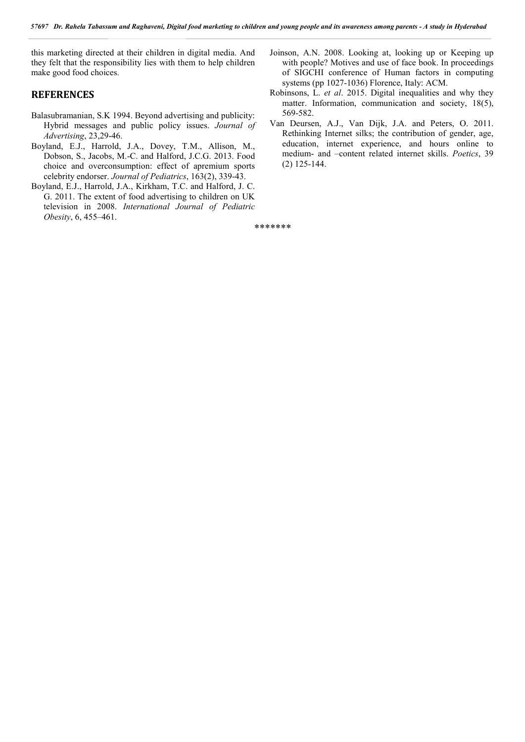this marketing directed at their children in digital media. And they felt that the responsibility lies with them to help children make good food choices.

## REFERENCES

Balasubramanian, S.K 1994. Beyond advertising and publicity: Hybrid messages and public policy issues. *Journal of Advertising*, 23,29-46.

Boyland, E.J., Harrold, J.A., Dovey, T.M., Allison, M., Dobson, S., Jacobs, M.-C. and Halford, J.C.G. 2013. Food choice and overconsumption: effect of apremium sports celebrity endorser. *Journal of Pediatrics*, 163(2), 339-43.

Boyland, E.J., Harrold, J.A., Kirkham, T.C. and Halford, J. C. G. 2011. The extent of food advertising to children on UK television in 2008. *International Journal of Pediatric Obesity*, 6, 455–461.

Joinson, A.N. 2008. Looking at, looking up or Keeping up with people? Motives and use of face book. In proceedings of SIGCHI conference of Human factors in computing systems (pp 1027-1036) Florence, Italy: ACM.

Robinsons, L. *et al*. 2015. Digital inequalities and why they matter. Information, communication and society, 18(5), 569-582.

Van Deursen, A.J., Van Dijk, J.A. and Peters, O. 2011. Rethinking Internet silks; the contribution of gender, age, education, internet experience, and hours online to medium- and –content related internet skills. *Poetics*, 39 (2) 125-144.

*******